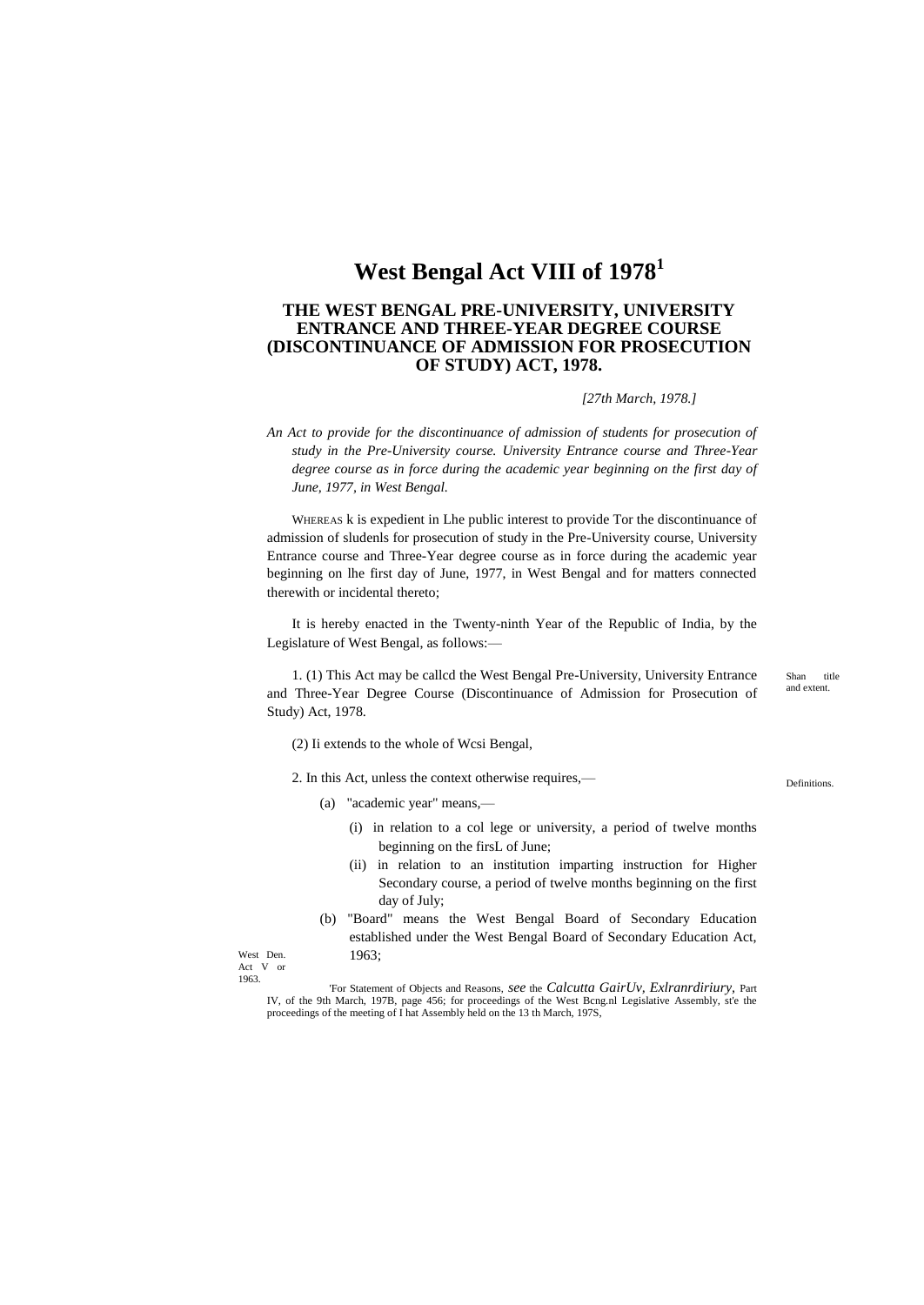# West Bengal Act VIII of 1978[1]

## THE WEST BENGAL PRE-UNIVERSITY, UNIVERSITY ENTRANCE AND THREE-YEAR DEGREE COURSE (DISCONTINUANCE OF ADMISSION FOR PROSECUTION OF STUDY) ACT, 1978.

*[27th March, 1978.]*

*An Act to provide for the discontinuance of admission of students for prosecution of study in the Pre-University course. University Entrance course and Three-Year degree course as in force during the academic year beginning on the first day of June, 1977, in West Bengal.*

WHEREAS k is expedient in Lhe public interest to provide Tor the discontinuance of admission of sludenls for prosecution of study in the Pre-University course, University Entrance course and Three-Year degree course as in force during the academic year beginning on lhe first day of June, 1977, in West Bengal and for matters connected therewith or incidental thereto;

It is hereby enacted in the Twenty-ninth Year of the Republic of India, by the Legislature of West Bengal, as follows:—

Shan title and extent.

1. (1) This Act may be callcd the West Bengal Pre-University, University Entrance and Three-Year Degree Course (Discontinuance of Admission for Prosecution of Study) Act, 1978.

(2) Ii extends to the whole of Wcsi Bengal,

Definitions.

2. In this Act, unless the context otherwise requires,—

(a) "academic year" means,—

(i) in relation to a col lege or university, a period of twelve months beginning on the firsL of June;

(ii) in relation to an institution imparting instruction for Higher Secondary course, a period of twelve months beginning on the first day of July;

(b) "Board" means the West Bengal Board of Secondary Education established under the West Bengal Board of Secondary Education Act, 1963;

West Den. Act V or 1963.

[1]For Statement of Objects and Reasons, *see* the *Calcutta GairUv, Exlranrdiriury,* Part IV, of the 9th March, 197B, page 456; for proceedings of the West Bcng.nl Legislative Assembly, st'e the proceedings of the meeting of I hat Assembly held on the 13 th March, 197S,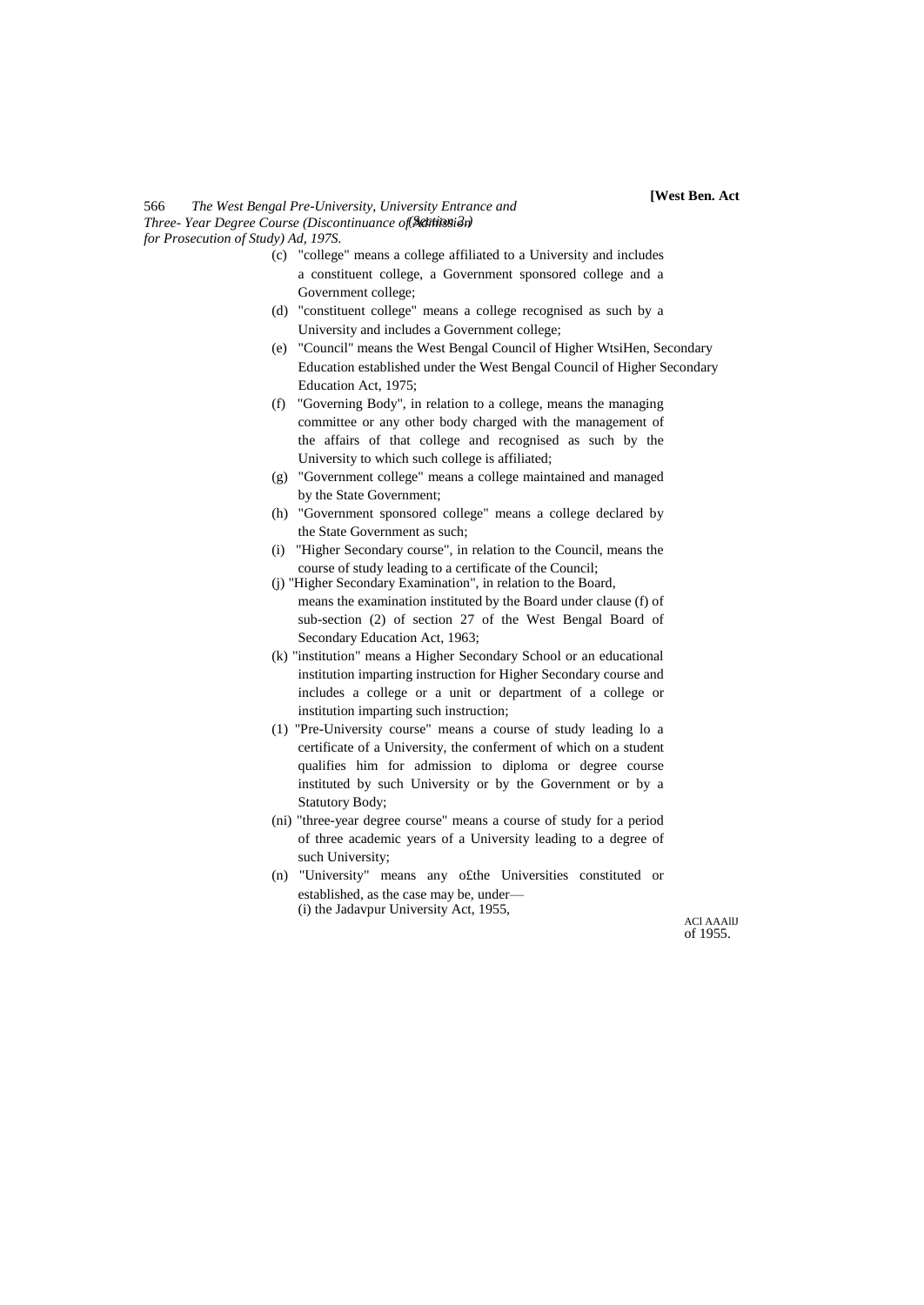(c) "college" means a college affiliated to a University and includes a constituent college, a Government sponsored college and a Government college;

(d) "constituent college" means a college recognised as such by a University and includes a Government college;

(e) "Council" means the West Bengal Council of Higher WtsiHen, Secondary Education established under the West Bengal Council of Higher Secondary Education Act, 1975;

(f) "Governing Body", in relation to a college, means the managing committee or any other body charged with the management of the affairs of that college and recognised as such by the University to which such college is affiliated;

(g) "Government college" means a college maintained and managed by the State Government;

(h) "Government sponsored college" means a college declared by the State Government as such;

(i) "Higher Secondary course", in relation to the Council, means the course of study leading to a certificate of the Council;

(j) "Higher Secondary Examination", in relation to the Board, means the examination instituted by the Board under clause (f) of sub-section (2) of section 27 of the West Bengal Board of Secondary Education Act, 1963;

(k) "institution" means a Higher Secondary School or an educational institution imparting instruction for Higher Secondary course and includes a college or a unit or department of a college or institution imparting such instruction;

(1) "Pre-University course" means a course of study leading lo a certificate of a University, the conferment of which on a student qualifies him for admission to diploma or degree course instituted by such University or by the Government or by a Statutory Body;

(ni) "three-year degree course" means a course of study for a period of three academic years of a University leading to a degree of such University;

(n) "University" means any o£the Universities constituted or established, as the case may be, under—

(i) the Jadavpur University Act, 1955,

ACl AAAllJ of 1955.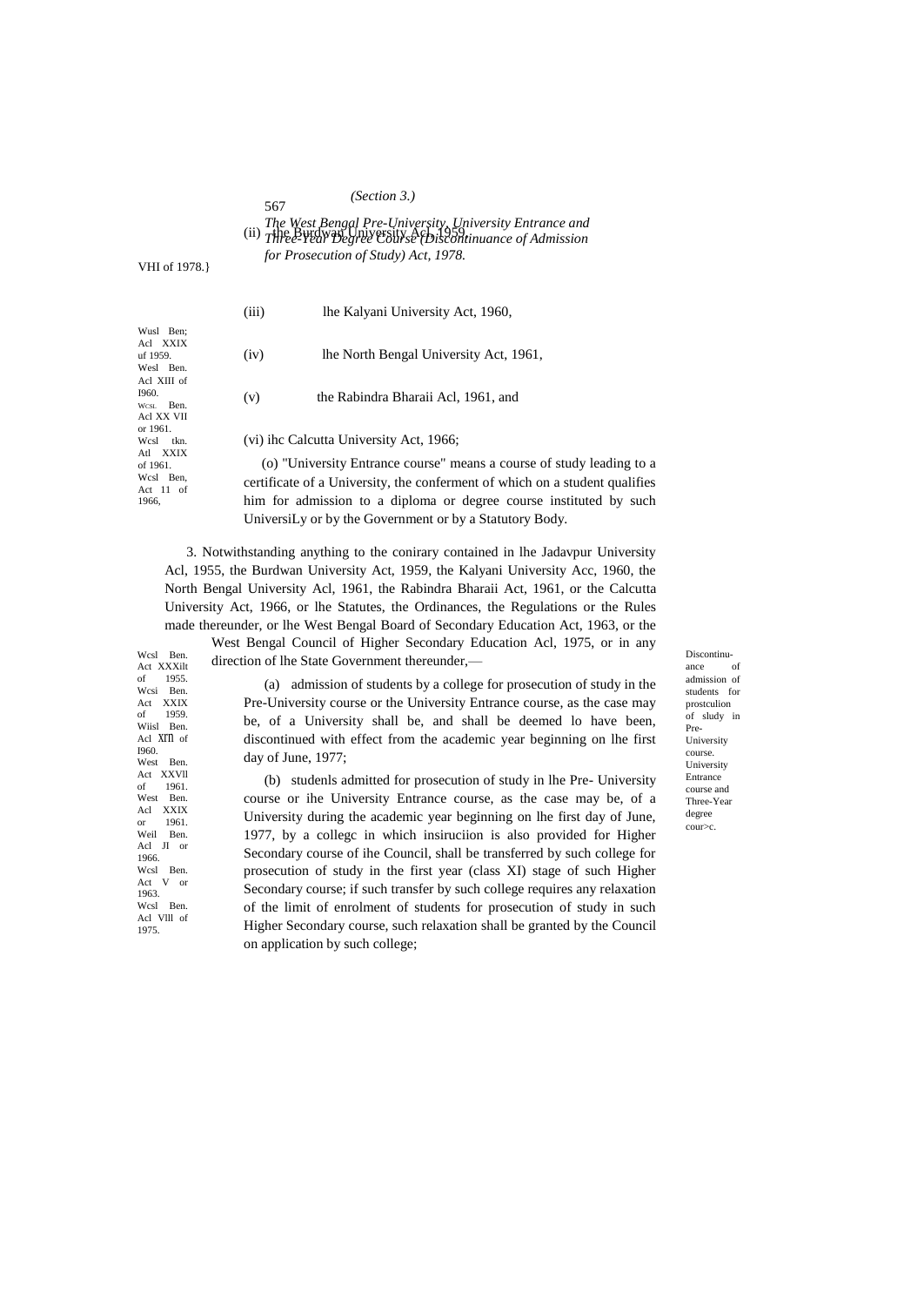(ii) the Burdwan University Act, 1959,

(iii) lhe Kalyani University Act, 1960,

(iv) lhe North Bengal University Act, 1961,

(v) the Rabindra Bharaii Acl, 1961, and

(vi) ihc Calcutta University Act, 1966;

Wusl Ben; Acl XXIX uf 1959. Wesl Ben. Acl XIII of I960. Wcsl. Ben. Acl XX VII or 1961. Wcsl tkn. Atl XXIX of 1961. Wcsl Ben, Act 11 of 1966,

(o) "University Entrance course" means a course of study leading to a certificate of a University, the conferment of which on a student qualifies him for admission to a diploma or degree course instituted by such UniversiLy or by the Government or by a Statutory Body.

Discontinuance of admission of students for prostculion of sludy in Pre-University course. University Entrance course and Three-Year degree cour>c.

3. Notwithstanding anything to the conirary contained in lhe Jadavpur University Acl, 1955, the Burdwan University Act, 1959, the Kalyani University Acc, 1960, the North Bengal University Acl, 1961, the Rabindra Bharaii Act, 1961, or the Calcutta University Act, 1966, or lhe Statutes, the Ordinances, the Regulations or the Rules made thereunder, or lhe West Bengal Board of Secondary Education Act, 1963, or the West Bengal Council of Higher Secondary Education Acl, 1975, or in any direction of lhe State Government thereunder,—

Wcsl Ben. Act XXXilt of 1955. Wcsi Ben. Act XXIX of 1959. Wiisl Ben. Acl XIII of I960. West Ben. Act XXVll of 1961. West Ben. Acl XXIX or 1961. Weil Ben. Acl JI or 1966. Wcsl Ben. Act V or 1963. Wcsl Ben. Acl Vlll of 1975.

(a) admission of students by a college for prosecution of study in the Pre-University course or the University Entrance course, as the case may be, of a University shall be, and shall be deemed lo have been, discontinued with effect from the academic year beginning on lhe first day of June, 1977;

(b) studenls admitted for prosecution of study in lhe Pre- University course or ihe University Entrance course, as the case may be, of a University during the academic year beginning on lhe first day of June, 1977, by a collegc in which insiruciion is also provided for Higher Secondary course of ihe Council, shall be transferred by such college for prosecution of study in the first year (class XI) stage of such Higher Secondary course; if such transfer by such college requires any relaxation of the limit of enrolment of students for prosecution of study in such Higher Secondary course, such relaxation shall be granted by the Council on application by such college;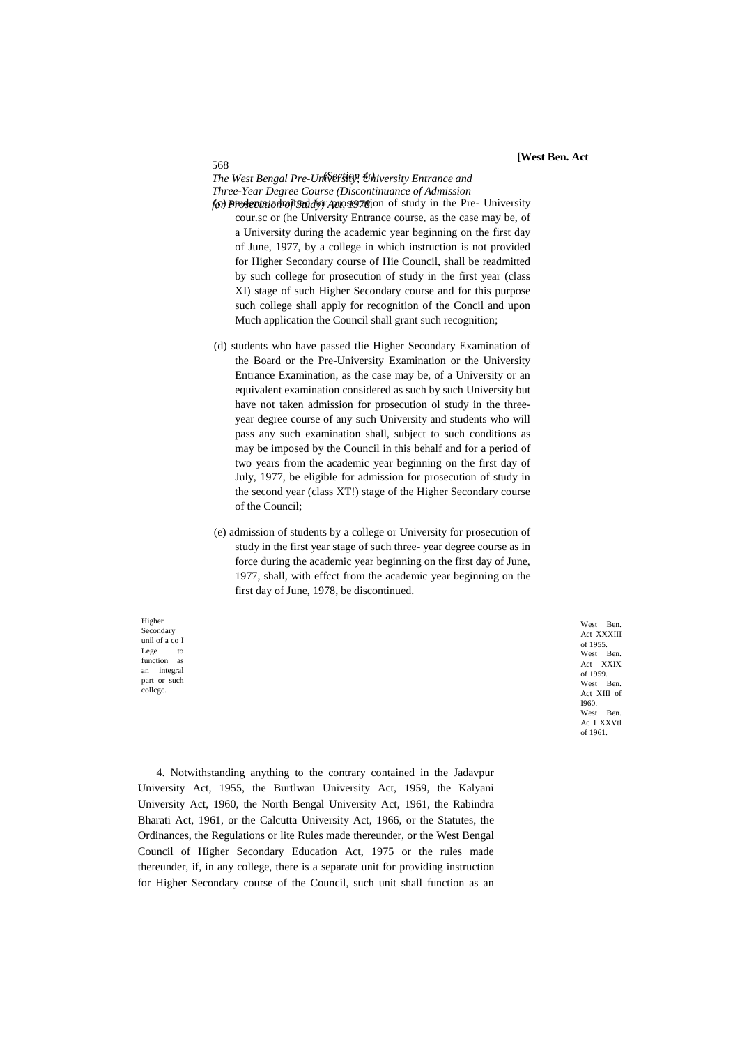(c) students admitted for prosecution of study in the Pre- University cour.sc or (he University Entrance course, as the case may be, of a University during the academic year beginning on the first day of June, 1977, by a college in which instruction is not provided for Higher Secondary course of Hie Council, shall be readmitted by such college for prosecution of study in the first year (class XI) stage of such Higher Secondary course and for this purpose such college shall apply for recognition of the Concil and upon Much application the Council shall grant such recognition;

(d) students who have passed tlie Higher Secondary Examination of the Board or the Pre-University Examination or the University Entrance Examination, as the case may be, of a University or an equivalent examination considered as such by such University but have not taken admission for prosecution ol study in the three-year degree course of any such University and students who will pass any such examination shall, subject to such conditions as may be imposed by the Council in this behalf and for a period of two years from the academic year beginning on the first day of July, 1977, be eligible for admission for prosecution of study in the second year (class XT!) stage of the Higher Secondary course of the Council;

(e) admission of students by a college or University for prosecution of study in the first year stage of such three- year degree course as in force during the academic year beginning on the first day of June, 1977, shall, with effcct from the academic year beginning on the first day of June, 1978, be discontinued.

Higher Secondary unil of a co I Lege to function as an integral part or such collcgc.

West Ben. Act XXXIII of 1955.
West Ben. Act XXIX of 1959.
West Ben. Act XIII of I960.
West Ben. Ac I XXVtl of 1961.

4. Notwithstanding anything to the contrary contained in the Jadavpur University Act, 1955, the Burtlwan University Act, 1959, the Kalyani University Act, 1960, the North Bengal University Act, 1961, the Rabindra Bharati Act, 1961, or the Calcutta University Act, 1966, or the Statutes, the Ordinances, the Regulations or lite Rules made thereunder, or the West Bengal Council of Higher Secondary Education Act, 1975 or the rules made thereunder, if, in any college, there is a separate unit for providing instruction for Higher Secondary course of the Council, such unit shall function as an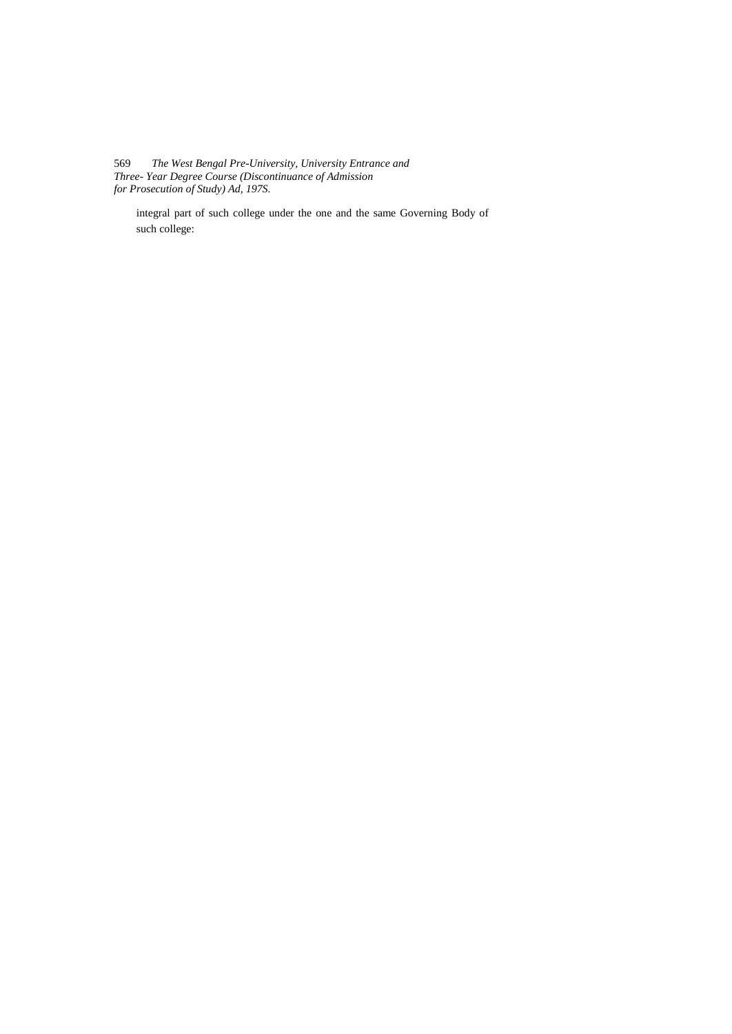integral part of such college under the one and the same Governing Body of such college: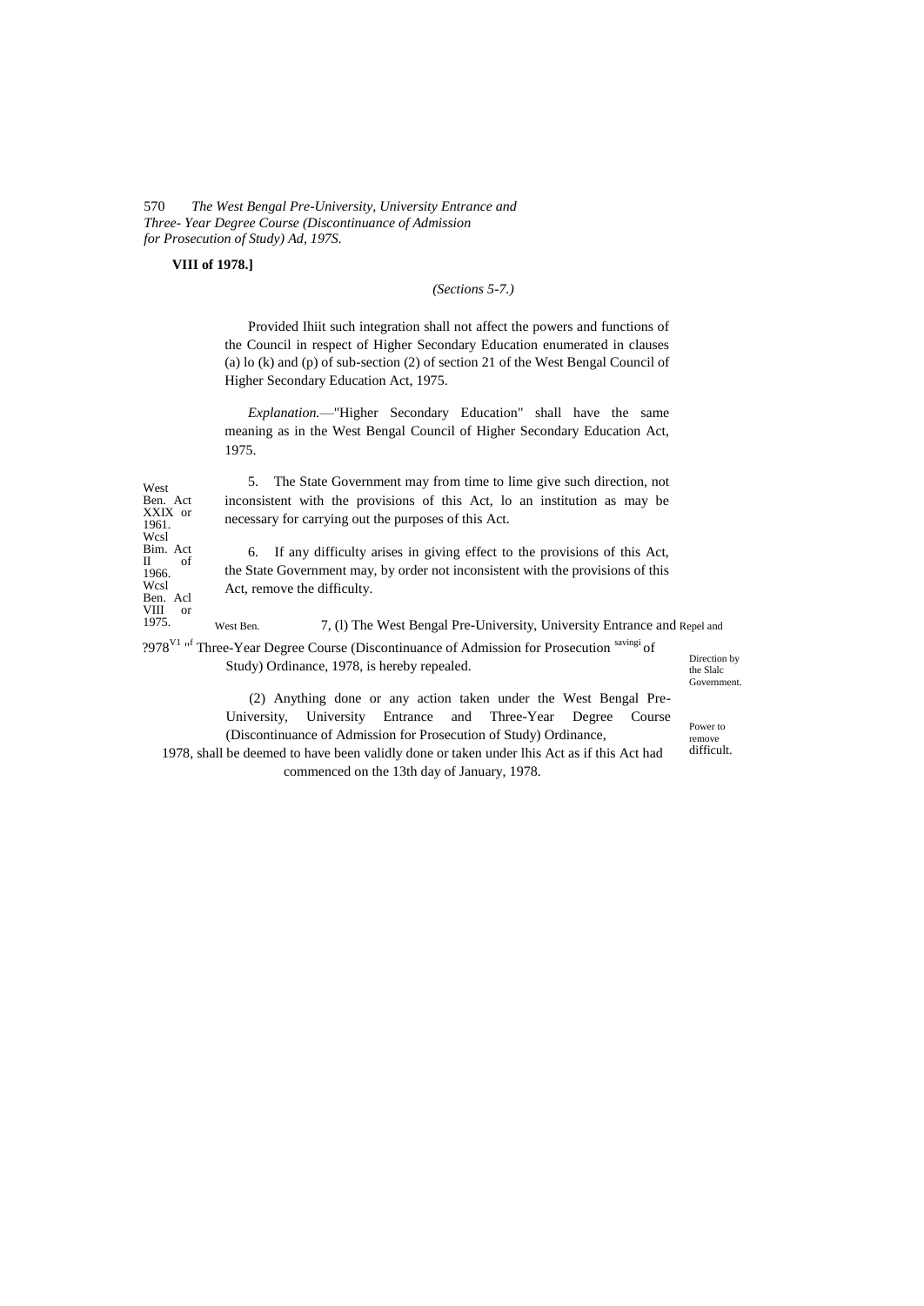VIII of 1978.]

*(Sections 5-7.)*

Provided Ihiit such integration shall not affect the powers and functions of the Council in respect of Higher Secondary Education enumerated in clauses (a) lo (k) and (p) of sub-section (2) of section 21 of the West Bengal Council of Higher Secondary Education Act, 1975.

West Ben. Act XXIX or 1961. Wcsl Bim. Act II of 1966. Wcsl Ben. Acl VIII or 1975.

*Explanation.*—"Higher Secondary Education" shall have the same meaning as in the West Bengal Council of Higher Secondary Education Act, 1975.

Direction by the Slalc Government.

5. The State Government may from time to lime give such direction, not inconsistent with the provisions of this Act, lo an institution as may be necessary for carrying out the purposes of this Act.

Power to remove difficult.

6. If any difficulty arises in giving effect to the provisions of this Act, the State Government may, by order not inconsistent with the provisions of this Act, remove the difficulty.

Repel and savingi

West Ben. ?978 V1 "f

7, (l) The West Bengal Pre-University, University Entrance and Three-Year Degree Course (Discontinuance of Admission for Prosecution of Study) Ordinance, 1978, is hereby repealed.

(2) Anything done or any action taken under the West Bengal Pre-University, University Entrance and Three-Year Degree Course (Discontinuance of Admission for Prosecution of Study) Ordinance, 1978, shall be deemed to have been validly done or taken under lhis Act as if this Act had commenced on the 13th day of January, 1978.